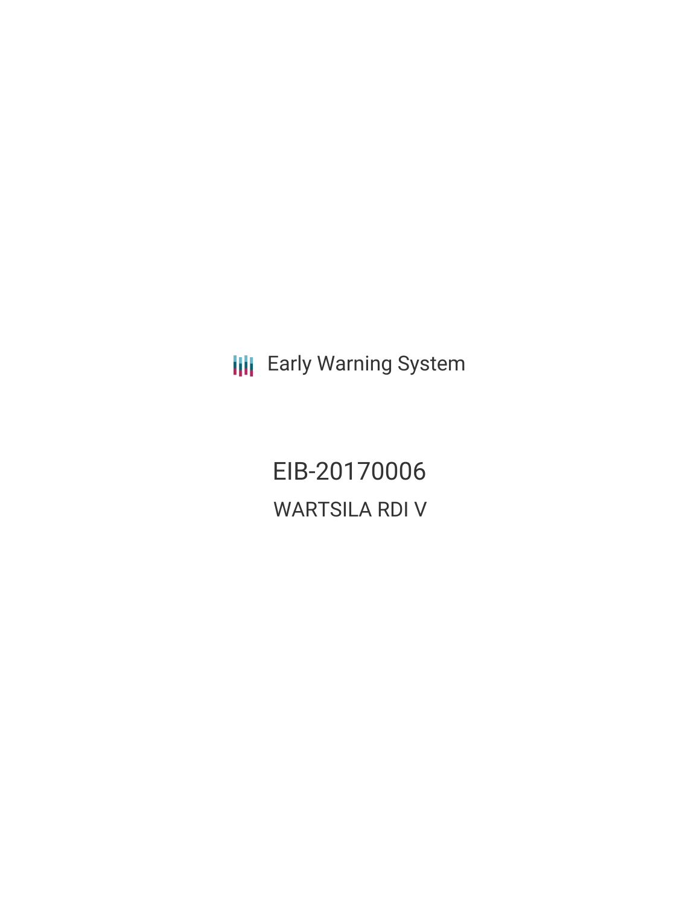Early Warning System

# EIB-20170006

## WARTSILA RDI V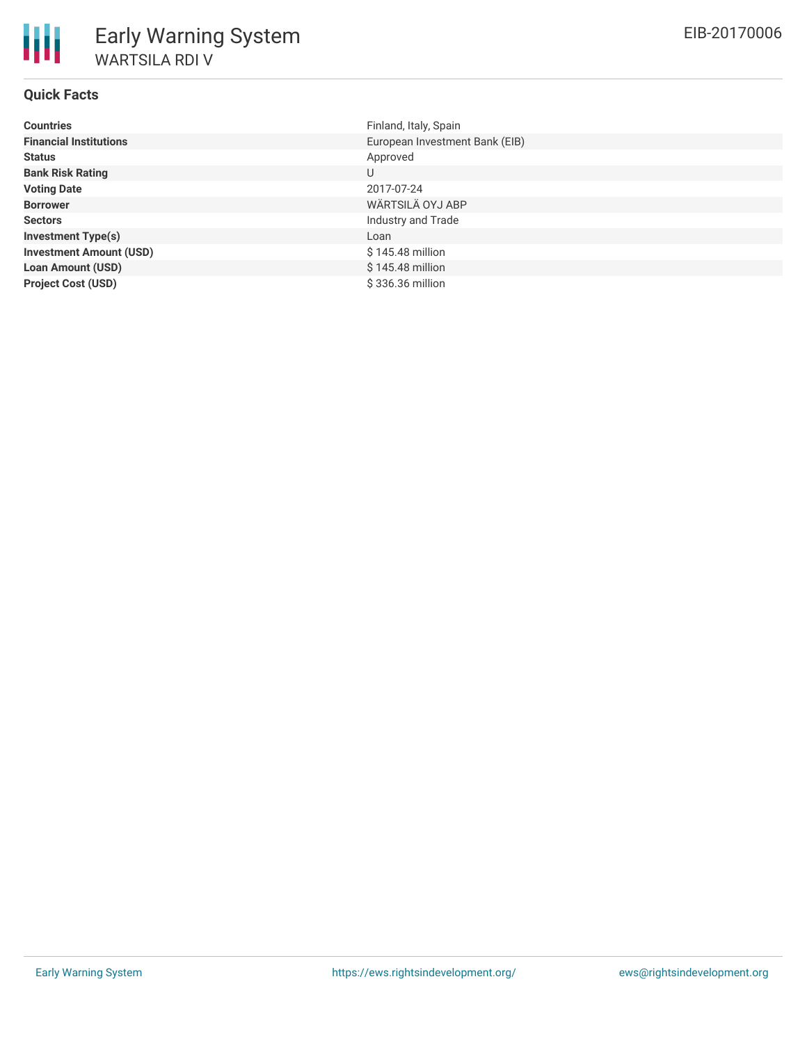# Early Warning System

## WARTSILA RDI V

EIB-20170006

### Quick Facts

| | |
|---|---|
| **Countries** | Finland, Italy, Spain |
| **Financial Institutions** | European Investment Bank (EIB) |
| **Status** | Approved |
| **Bank Risk Rating** | U |
| **Voting Date** | 2017-07-24 |
| **Borrower** | WÄRTSILÄ OYJ ABP |
| **Sectors** | Industry and Trade |
| **Investment Type(s)** | Loan |
| **Investment Amount (USD)** | $ 145.48 million |
| **Loan Amount (USD)** | $ 145.48 million |
| **Project Cost (USD)** | $ 336.36 million |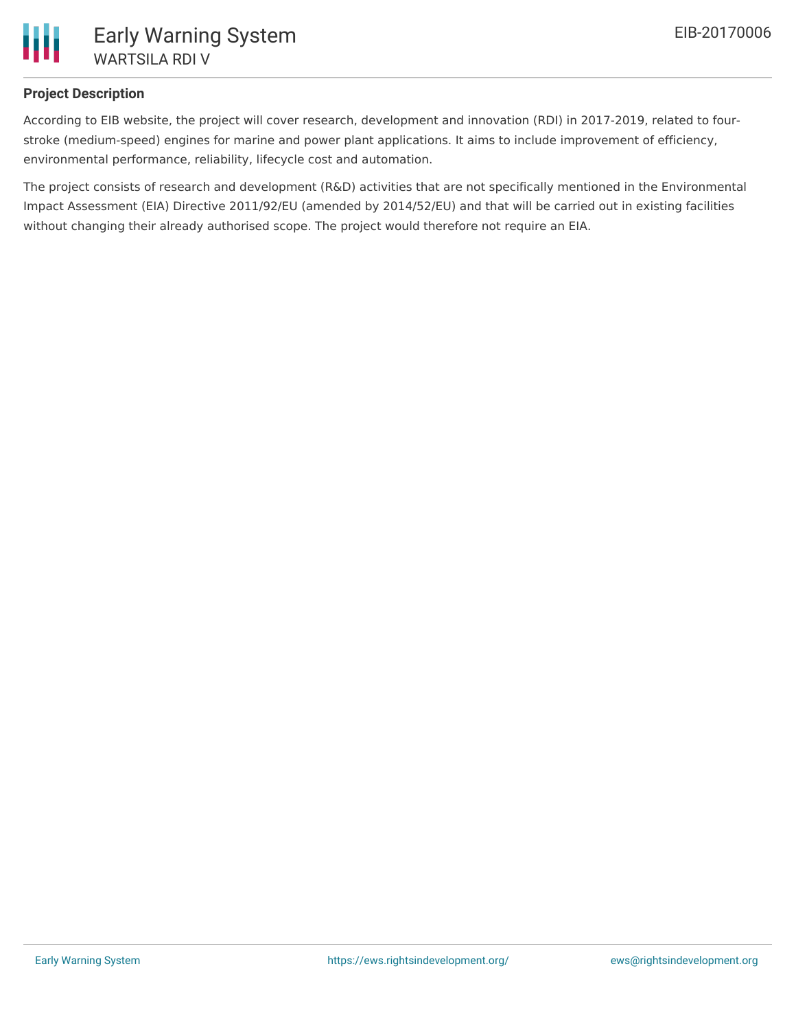## Project Description

According to EIB website, the project will cover research, development and innovation (RDI) in 2017-2019, related to four-stroke (medium-speed) engines for marine and power plant applications. It aims to include improvement of efficiency, environmental performance, reliability, lifecycle cost and automation.

The project consists of research and development (R&D) activities that are not specifically mentioned in the Environmental Impact Assessment (EIA) Directive 2011/92/EU (amended by 2014/52/EU) and that will be carried out in existing facilities without changing their already authorised scope. The project would therefore not require an EIA.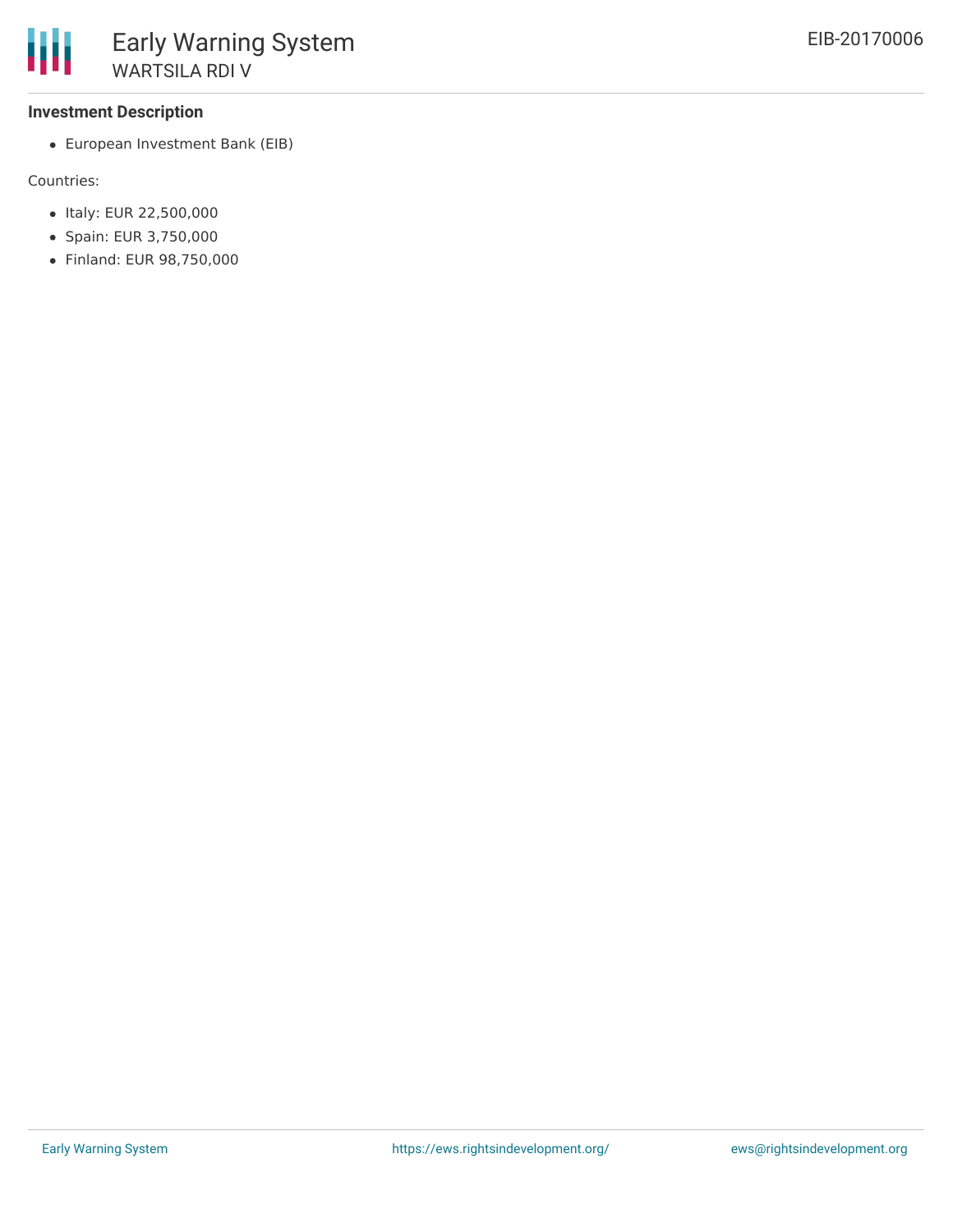**Investment Description**

- European Investment Bank (EIB)

Countries:

- Italy: EUR 22,500,000
- Spain: EUR 3,750,000
- Finland: EUR 98,750,000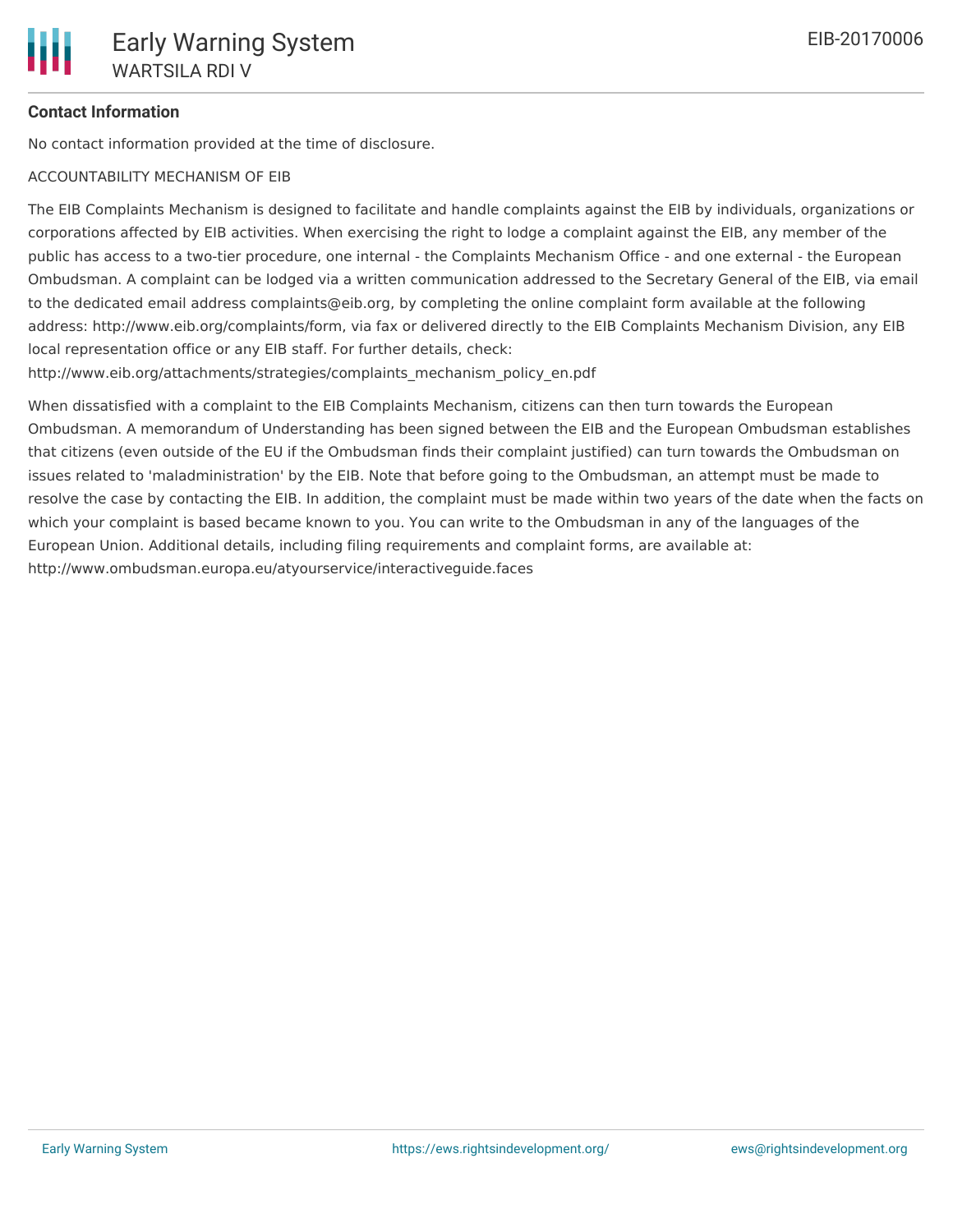**Contact Information**

No contact information provided at the time of disclosure.

ACCOUNTABILITY MECHANISM OF EIB

The EIB Complaints Mechanism is designed to facilitate and handle complaints against the EIB by individuals, organizations or corporations affected by EIB activities. When exercising the right to lodge a complaint against the EIB, any member of the public has access to a two-tier procedure, one internal - the Complaints Mechanism Office - and one external - the European Ombudsman. A complaint can be lodged via a written communication addressed to the Secretary General of the EIB, via email to the dedicated email address complaints@eib.org, by completing the online complaint form available at the following address: http://www.eib.org/complaints/form, via fax or delivered directly to the EIB Complaints Mechanism Division, any EIB local representation office or any EIB staff. For further details, check: http://www.eib.org/attachments/strategies/complaints_mechanism_policy_en.pdf

When dissatisfied with a complaint to the EIB Complaints Mechanism, citizens can then turn towards the European Ombudsman. A memorandum of Understanding has been signed between the EIB and the European Ombudsman establishes that citizens (even outside of the EU if the Ombudsman finds their complaint justified) can turn towards the Ombudsman on issues related to 'maladministration' by the EIB. Note that before going to the Ombudsman, an attempt must be made to resolve the case by contacting the EIB. In addition, the complaint must be made within two years of the date when the facts on which your complaint is based became known to you. You can write to the Ombudsman in any of the languages of the European Union. Additional details, including filing requirements and complaint forms, are available at: http://www.ombudsman.europa.eu/atyourservice/interactiveguide.faces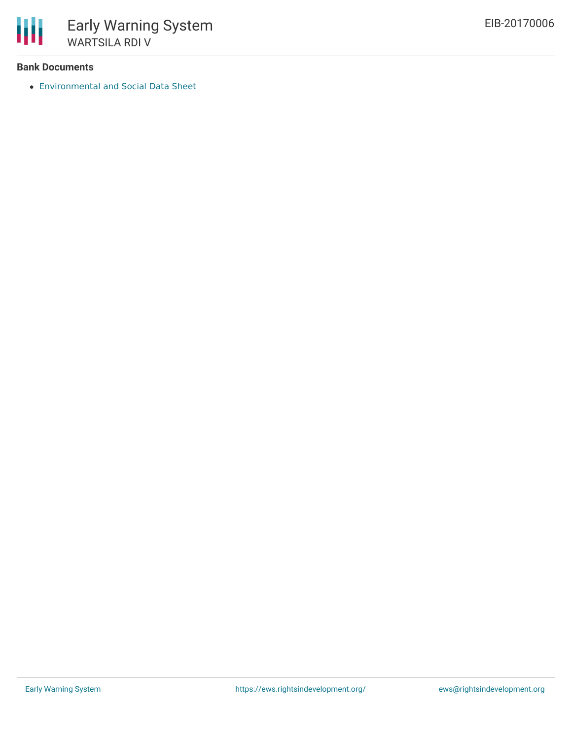**Bank Documents**

- Environmental and Social Data Sheet